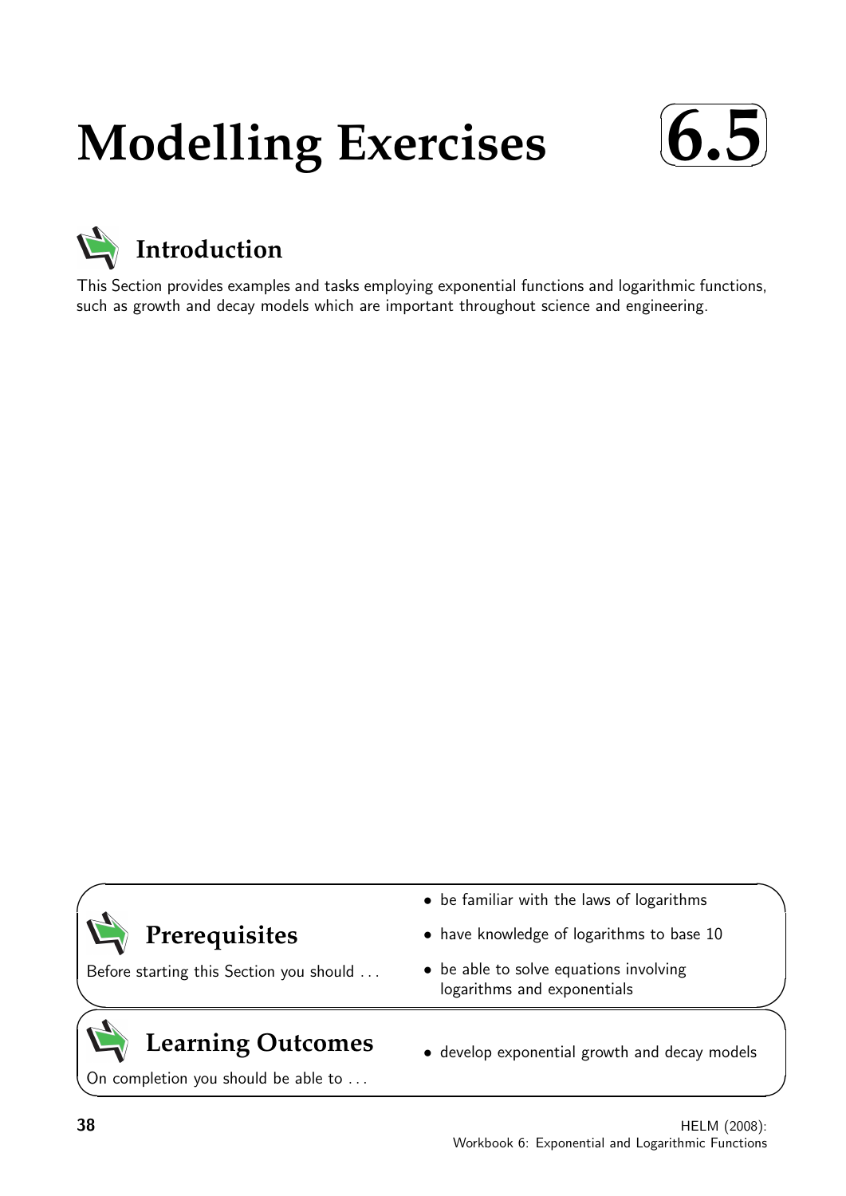# Modelling Exercises 6.5

## Introduction

This Section provides examples and tasks employing exponential functions and logarithmic functions, such as growth and decay models which are important throughout science and engineering.

## Prerequisites

Before starting this Section you should ...

- be familiar with the laws of logarithms
- have knowledge of logarithms to base 10
- be able to solve equations involving logarithms and exponentials

## Learning Outcomes

On completion you should be able to ...

- develop exponential growth and decay models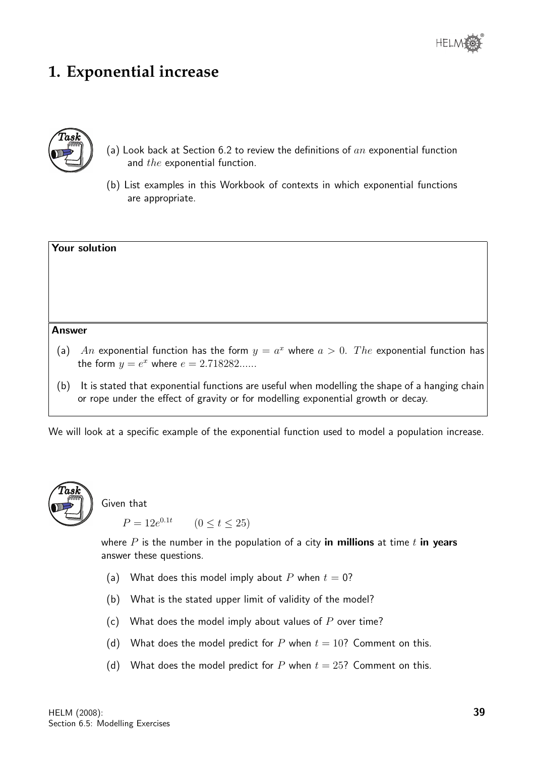## 1. Exponential increase

**Task**

(a) Look back at Section 6.2 to review the definitions of *an* exponential function and *the* exponential function.

(b) List examples in this Workbook of contexts in which exponential functions are appropriate.

**Your solution**

**Answer**

(a) *An* exponential function has the form $y = a^x$ where $a > 0$. *The* exponential function has the form $y = e^x$ where $e = 2.718282......$

(b) It is stated that exponential functions are useful when modelling the shape of a hanging chain or rope under the effect of gravity or for modelling exponential growth or decay.

We will look at a specific example of the exponential function used to model a population increase.

**Task**

Given that

$$P = 12e^{0.1t} \qquad (0 \leq t \leq 25)$$

where $P$ is the number in the population of a city **in millions** at time $t$ **in years** answer these questions.

(a) What does this model imply about $P$ when $t = 0$?

(b) What is the stated upper limit of validity of the model?

(c) What does the model imply about values of $P$ over time?

(d) What does the model predict for $P$ when $t = 10$? Comment on this.

(d) What does the model predict for $P$ when $t = 25$? Comment on this.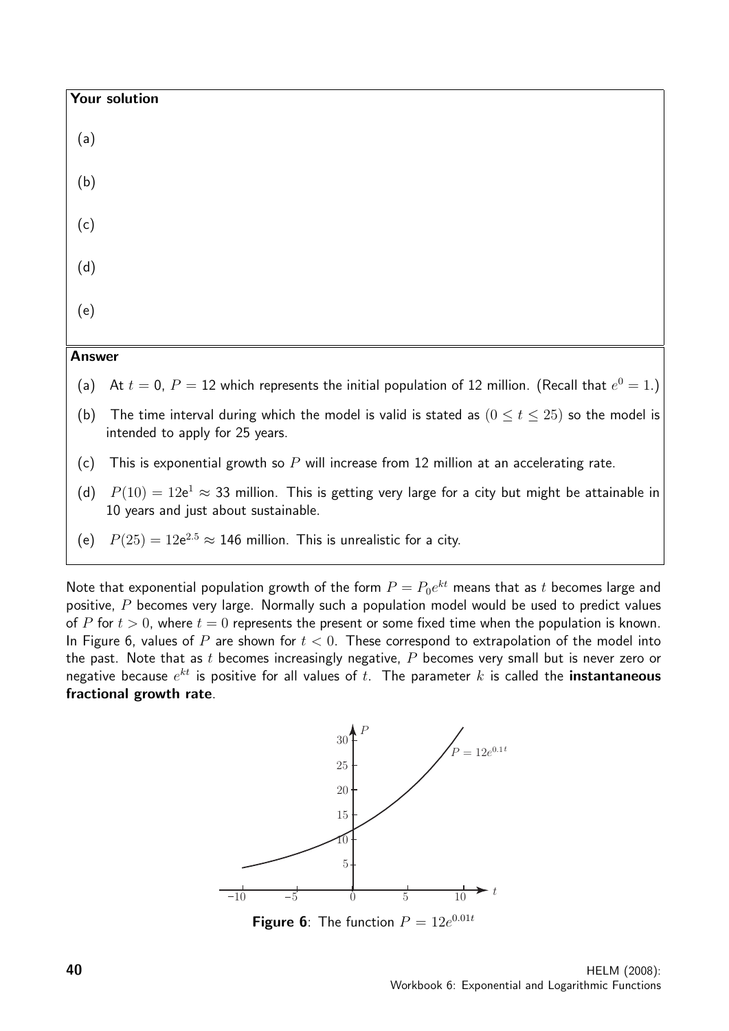**Your solution**

(a)

(b)

(c)

(d)

(e)

**Answer**

(a) At $t = 0$, $P = 12$ which represents the initial population of 12 million. (Recall that $e^0 = 1$.)

(b) The time interval during which the model is valid is stated as $(0 \leq t \leq 25)$ so the model is intended to apply for 25 years.

(c) This is exponential growth so $P$ will increase from 12 million at an accelerating rate.

(d) $P(10) = 12e^1 \approx 33$ million. This is getting very large for a city but might be attainable in 10 years and just about sustainable.

(e) $P(25) = 12e^{2.5} \approx 146$ million. This is unrealistic for a city.

Note that exponential population growth of the form $P = P_0e^{kt}$ means that as $t$ becomes large and positive, $P$ becomes very large. Normally such a population model would be used to predict values of $P$ for $t > 0$, where $t = 0$ represents the present or some fixed time when the population is known. In Figure 6, values of $P$ are shown for $t < 0$. These correspond to extrapolation of the model into the past. Note that as $t$ becomes increasingly negative, $P$ becomes very small but is never zero or negative because $e^{kt}$ is positive for all values of $t$. The parameter $k$ is called the **instantaneous fractional growth rate**.

P
30
25
20
15
10
5
$P = 12e^{0.1t}$
−10
−5
0
5
10
t

**Figure 6**: The function $P = 12e^{0.01t}$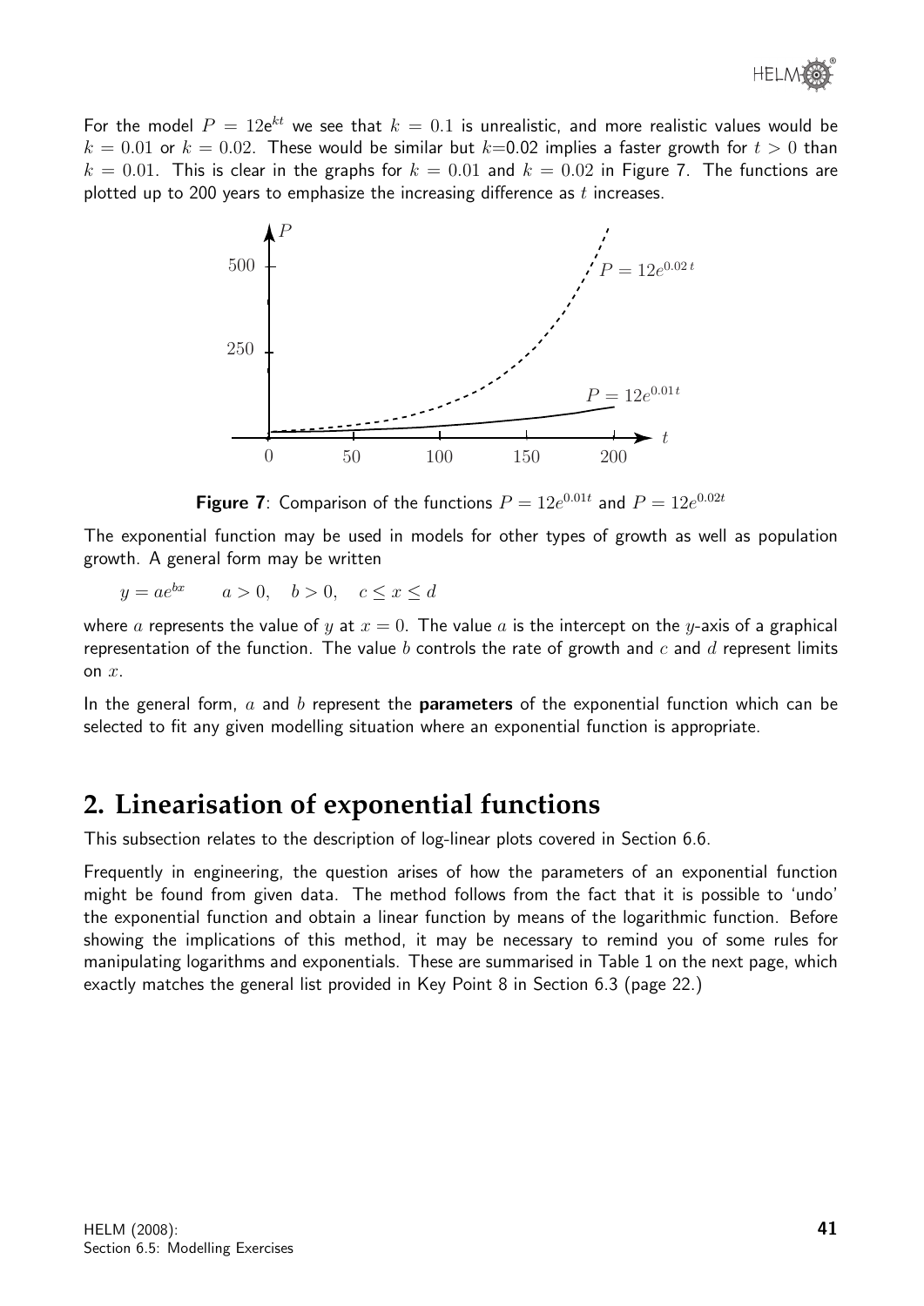For the model $P = 12e^{kt}$ we see that $k = 0.1$ is unrealistic, and more realistic values would be $k = 0.01$ or $k = 0.02$. These would be similar but $k$=0.02 implies a faster growth for $t > 0$ than $k = 0.01$. This is clear in the graphs for $k = 0.01$ and $k = 0.02$ in Figure 7. The functions are plotted up to 200 years to emphasize the increasing difference as $t$ increases.

$P$

500

250

0 50 100 150 200 $t$

$P = 12e^{0.02\,t}$

$P = 12e^{0.01\,t}$

**Figure 7**: Comparison of the functions $P = 12e^{0.01t}$ and $P = 12e^{0.02t}$

The exponential function may be used in models for other types of growth as well as population growth. A general form may be written

$$y = ae^{bx} \qquad a > 0, \quad b > 0, \quad c \leq x \leq d$$

where $a$ represents the value of $y$ at $x = 0$. The value $a$ is the intercept on the $y$-axis of a graphical representation of the function. The value $b$ controls the rate of growth and $c$ and $d$ represent limits on $x$.

In the general form, $a$ and $b$ represent the **parameters** of the exponential function which can be selected to fit any given modelling situation where an exponential function is appropriate.

## 2. Linearisation of exponential functions

This subsection relates to the description of log-linear plots covered in Section 6.6.

Frequently in engineering, the question arises of how the parameters of an exponential function might be found from given data. The method follows from the fact that it is possible to 'undo' the exponential function and obtain a linear function by means of the logarithmic function. Before showing the implications of this method, it may be necessary to remind you of some rules for manipulating logarithms and exponentials. These are summarised in Table 1 on the next page, which exactly matches the general list provided in Key Point 8 in Section 6.3 (page 22.)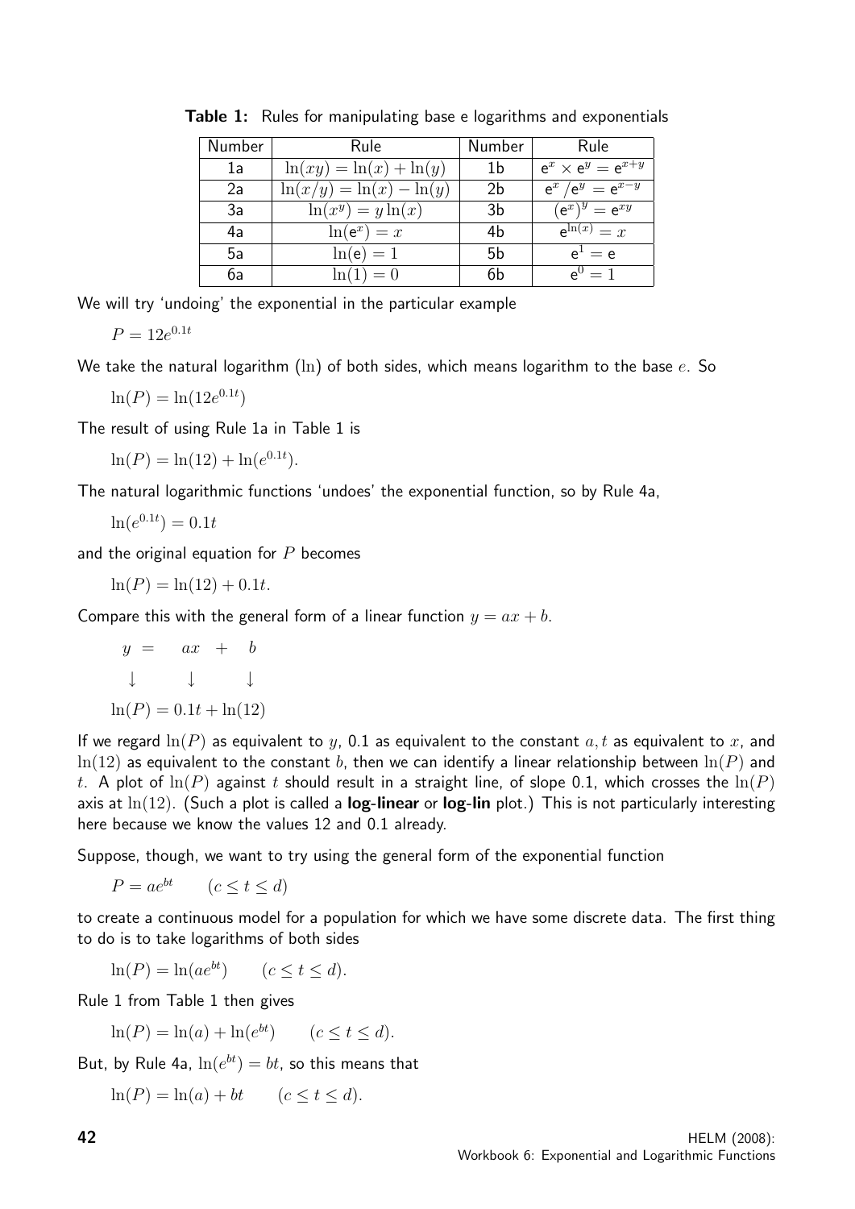**Table 1:** Rules for manipulating base e logarithms and exponentials

| Number | Rule | Number | Rule |
| --- | --- | --- | --- |
| 1a | $\ln(xy) = \ln(x) + \ln(y)$ | 1b | $e^x \times e^y = e^{x+y}$ |
| 2a | $\ln(x/y) = \ln(x) - \ln(y)$ | 2b | $e^x / e^y = e^{x-y}$ |
| 3a | $\ln(x^y) = y\ln(x)$ | 3b | $(e^x)^y = e^{xy}$ |
| 4a | $\ln(e^x) = x$ | 4b | $e^{\ln(x)} = x$ |
| 5a | $\ln(e) = 1$ | 5b | $e^1 = e$ |
| 6a | $\ln(1) = 0$ | 6b | $e^0 = 1$ |

We will try 'undoing' the exponential in the particular example

$$P = 12e^{0.1t}$$

We take the natural logarithm ($\ln$) of both sides, which means logarithm to the base $e$. So

$$\ln(P) = \ln(12e^{0.1t})$$

The result of using Rule 1a in Table 1 is

$$\ln(P) = \ln(12) + \ln(e^{0.1t}).$$

The natural logarithmic functions 'undoes' the exponential function, so by Rule 4a,

$$\ln(e^{0.1t}) = 0.1t$$

and the original equation for $P$ becomes

$$\ln(P) = \ln(12) + 0.1t.$$

Compare this with the general form of a linear function $y = ax + b$.

$$\begin{array}{ccccc} y & = & ax & + & b \\ \downarrow & & \downarrow & & \downarrow \\ \ln(P) & = & 0.1t & + & \ln(12) \end{array}$$

If we regard $\ln(P)$ as equivalent to $y$, 0.1 as equivalent to the constant $a, t$ as equivalent to $x$, and $\ln(12)$ as equivalent to the constant $b$, then we can identify a linear relationship between $\ln(P)$ and $t$. A plot of $\ln(P)$ against $t$ should result in a straight line, of slope 0.1, which crosses the $\ln(P)$ axis at $\ln(12)$. (Such a plot is called a **log-linear** or **log-lin** plot.) This is not particularly interesting here because we know the values 12 and 0.1 already.

Suppose, though, we want to try using the general form of the exponential function

$$P = ae^{bt} \qquad (c \leq t \leq d)$$

to create a continuous model for a population for which we have some discrete data. The first thing to do is to take logarithms of both sides

$$\ln(P) = \ln(ae^{bt}) \qquad (c \leq t \leq d).$$

Rule 1 from Table 1 then gives

$$\ln(P) = \ln(a) + \ln(e^{bt}) \qquad (c \leq t \leq d).$$

But, by Rule 4a, $\ln(e^{bt}) = bt$, so this means that

$$\ln(P) = \ln(a) + bt \qquad (c \leq t \leq d).$$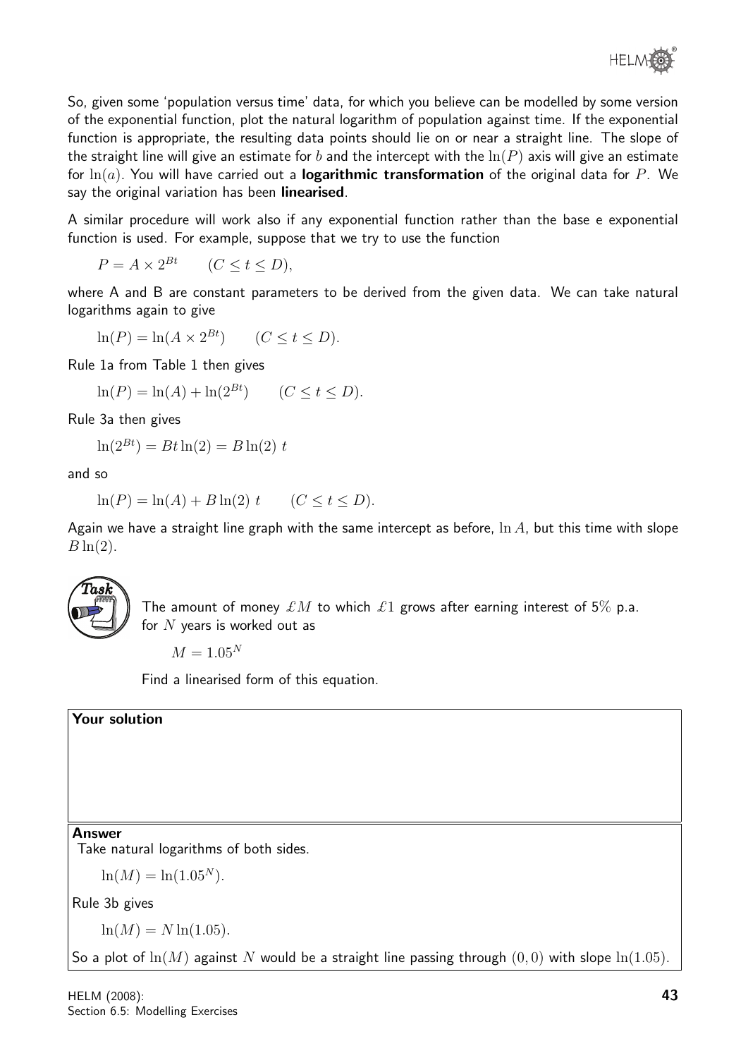So, given some 'population versus time' data, for which you believe can be modelled by some version of the exponential function, plot the natural logarithm of population against time. If the exponential function is appropriate, the resulting data points should lie on or near a straight line. The slope of the straight line will give an estimate for $b$ and the intercept with the $\ln(P)$ axis will give an estimate for $\ln(a)$. You will have carried out a **logarithmic transformation** of the original data for $P$. We say the original variation has been **linearised**.

A similar procedure will work also if any exponential function rather than the base e exponential function is used. For example, suppose that we try to use the function

$$P = A \times 2^{Bt} \qquad (C \leq t \leq D),$$

where A and B are constant parameters to be derived from the given data. We can take natural logarithms again to give

$$\ln(P) = \ln(A \times 2^{Bt}) \qquad (C \leq t \leq D).$$

Rule 1a from Table 1 then gives

$$\ln(P) = \ln(A) + \ln(2^{Bt}) \qquad (C \leq t \leq D).$$

Rule 3a then gives

$$\ln(2^{Bt}) = Bt\ln(2) = B\ln(2)\ t$$

and so

$$\ln(P) = \ln(A) + B\ln(2)\ t \qquad (C \leq t \leq D).$$

Again we have a straight line graph with the same intercept as before, $\ln A$, but this time with slope $B\ln(2)$.

**Task**

The amount of money £$M$ to which £1 grows after earning interest of 5% p.a. for $N$ years is worked out as

$$M = 1.05^N$$

Find a linearised form of this equation.

**Your solution**

**Answer**

Take natural logarithms of both sides.

$$\ln(M) = \ln(1.05^N).$$

Rule 3b gives

$$\ln(M) = N\ln(1.05).$$

So a plot of $\ln(M)$ against $N$ would be a straight line passing through $(0, 0)$ with slope $\ln(1.05)$.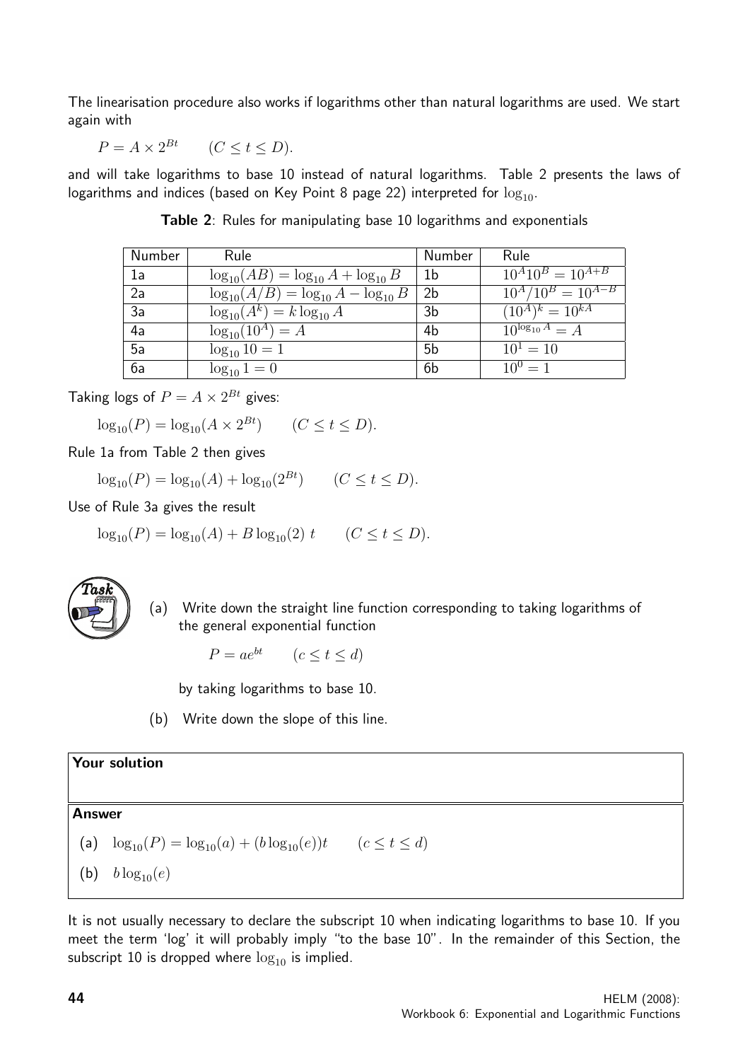The linearisation procedure also works if logarithms other than natural logarithms are used. We start again with

$$P = A \times 2^{Bt} \qquad (C \leq t \leq D).$$

and will take logarithms to base 10 instead of natural logarithms. Table 2 presents the laws of logarithms and indices (based on Key Point 8 page 22) interpreted for $\log_{10}$.

**Table 2**: Rules for manipulating base 10 logarithms and exponentials

| Number | Rule | Number | Rule |
|---|---|---|---|
| 1a | $\log_{10}(AB) = \log_{10} A + \log_{10} B$ | 1b | $10^A 10^B = 10^{A+B}$ |
| 2a | $\log_{10}(A/B) = \log_{10} A - \log_{10} B$ | 2b | $10^A/10^B = 10^{A-B}$ |
| 3a | $\log_{10}(A^k) = k \log_{10} A$ | 3b | $(10^A)^k = 10^{kA}$ |
| 4a | $\log_{10}(10^A) = A$ | 4b | $10^{\log_{10} A} = A$ |
| 5a | $\log_{10} 10 = 1$ | 5b | $10^1 = 10$ |
| 6a | $\log_{10} 1 = 0$ | 6b | $10^0 = 1$ |

Taking logs of $P = A \times 2^{Bt}$ gives:

$$\log_{10}(P) = \log_{10}(A \times 2^{Bt}) \qquad (C \leq t \leq D).$$

Rule 1a from Table 2 then gives

$$\log_{10}(P) = \log_{10}(A) + \log_{10}(2^{Bt}) \qquad (C \leq t \leq D).$$

Use of Rule 3a gives the result

$$\log_{10}(P) = \log_{10}(A) + B \log_{10}(2)\ t \qquad (C \leq t \leq D).$$

**Task**

(a) Write down the straight line function corresponding to taking logarithms of the general exponential function

$$P = ae^{bt} \qquad (c \leq t \leq d)$$

by taking logarithms to base 10.

(b) Write down the slope of this line.

**Your solution**

**Answer**

(a) $\log_{10}(P) = \log_{10}(a) + (b \log_{10}(e))t \qquad (c \leq t \leq d)$

(b) $b \log_{10}(e)$

It is not usually necessary to declare the subscript 10 when indicating logarithms to base 10. If you meet the term 'log' it will probably imply "to the base 10". In the remainder of this Section, the subscript 10 is dropped where $\log_{10}$ is implied.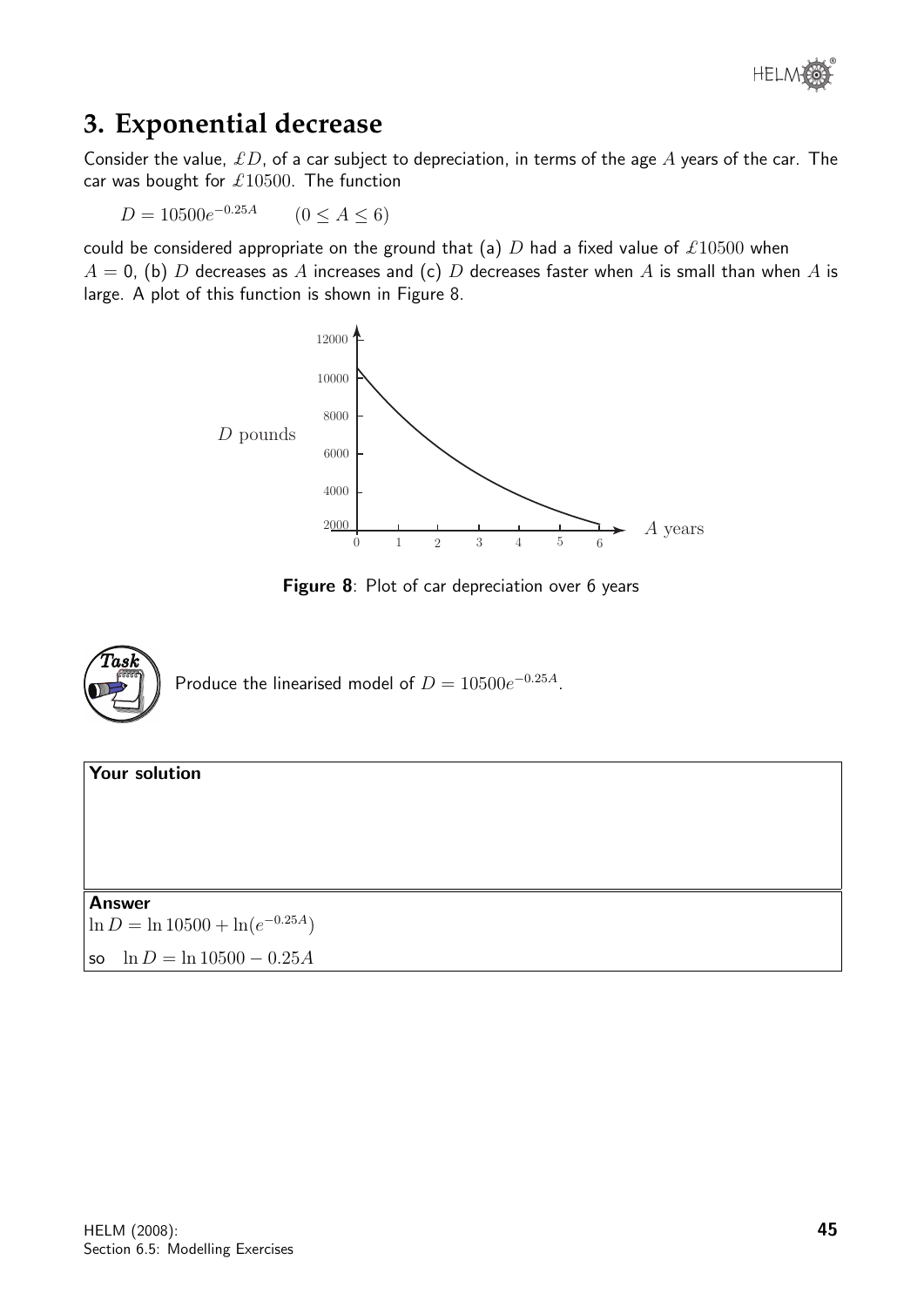## 3. Exponential decrease

Consider the value, £$D$, of a car subject to depreciation, in terms of the age $A$ years of the car. The car was bought for £$10500$. The function

$$D = 10500e^{-0.25A} \qquad (0 \leq A \leq 6)$$

could be considered appropriate on the ground that (a) $D$ had a fixed value of £$10500$ when $A = 0$, (b) $D$ decreases as $A$ increases and (c) $D$ decreases faster when $A$ is small than when $A$ is large. A plot of this function is shown in Figure 8.

12000
10000
8000
$D$ pounds
6000
4000
2000
0 1 2 3 4 5 6
$A$ years

**Figure 8**: Plot of car depreciation over 6 years

**Task**

Produce the linearised model of $D = 10500e^{-0.25A}$.

**Your solution**

**Answer**

$\ln D = \ln 10500 + \ln(e^{-0.25A})$

so $\ln D = \ln 10500 - 0.25A$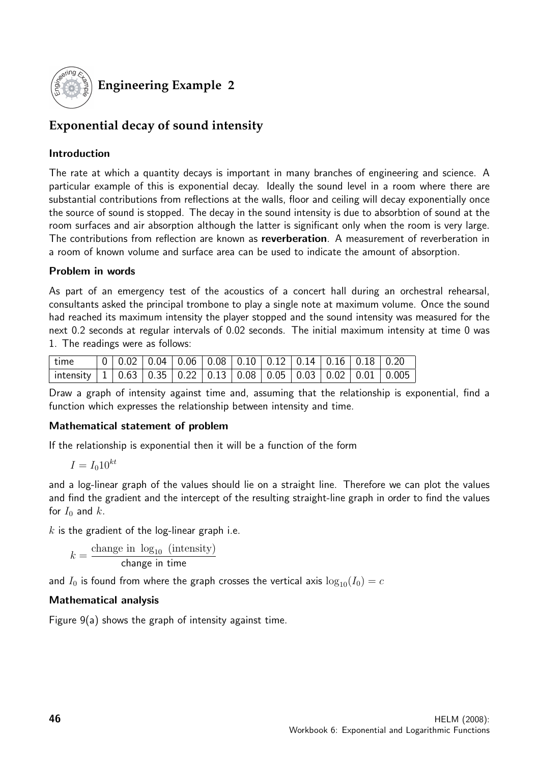## Engineering Example 2

### Exponential decay of sound intensity

#### Introduction

The rate at which a quantity decays is important in many branches of engineering and science. A particular example of this is exponential decay. Ideally the sound level in a room where there are substantial contributions from reflections at the walls, floor and ceiling will decay exponentially once the source of sound is stopped. The decay in the sound intensity is due to absorbtion of sound at the room surfaces and air absorption although the latter is significant only when the room is very large. The contributions from reflection are known as **reverberation**. A measurement of reverberation in a room of known volume and surface area can be used to indicate the amount of absorption.

#### Problem in words

As part of an emergency test of the acoustics of a concert hall during an orchestral rehearsal, consultants asked the principal trombone to play a single note at maximum volume. Once the sound had reached its maximum intensity the player stopped and the sound intensity was measured for the next 0.2 seconds at regular intervals of 0.02 seconds. The initial maximum intensity at time 0 was 1. The readings were as follows:

| time | 0 | 0.02 | 0.04 | 0.06 | 0.08 | 0.10 | 0.12 | 0.14 | 0.16 | 0.18 | 0.20 |
|---|---|---|---|---|---|---|---|---|---|---|---|
| intensity | 1 | 0.63 | 0.35 | 0.22 | 0.13 | 0.08 | 0.05 | 0.03 | 0.02 | 0.01 | 0.005 |

Draw a graph of intensity against time and, assuming that the relationship is exponential, find a function which expresses the relationship between intensity and time.

#### Mathematical statement of problem

If the relationship is exponential then it will be a function of the form

$$I = I_0 10^{kt}$$

and a log-linear graph of the values should lie on a straight line. Therefore we can plot the values and find the gradient and the intercept of the resulting straight-line graph in order to find the values for $I_0$ and $k$.

$k$ is the gradient of the log-linear graph i.e.

$$k = \frac{\text{change in } \log_{10} \text{ (intensity)}}{\text{change in time}}$$

and $I_0$ is found from where the graph crosses the vertical axis $\log_{10}(I_0) = c$

#### Mathematical analysis

Figure 9(a) shows the graph of intensity against time.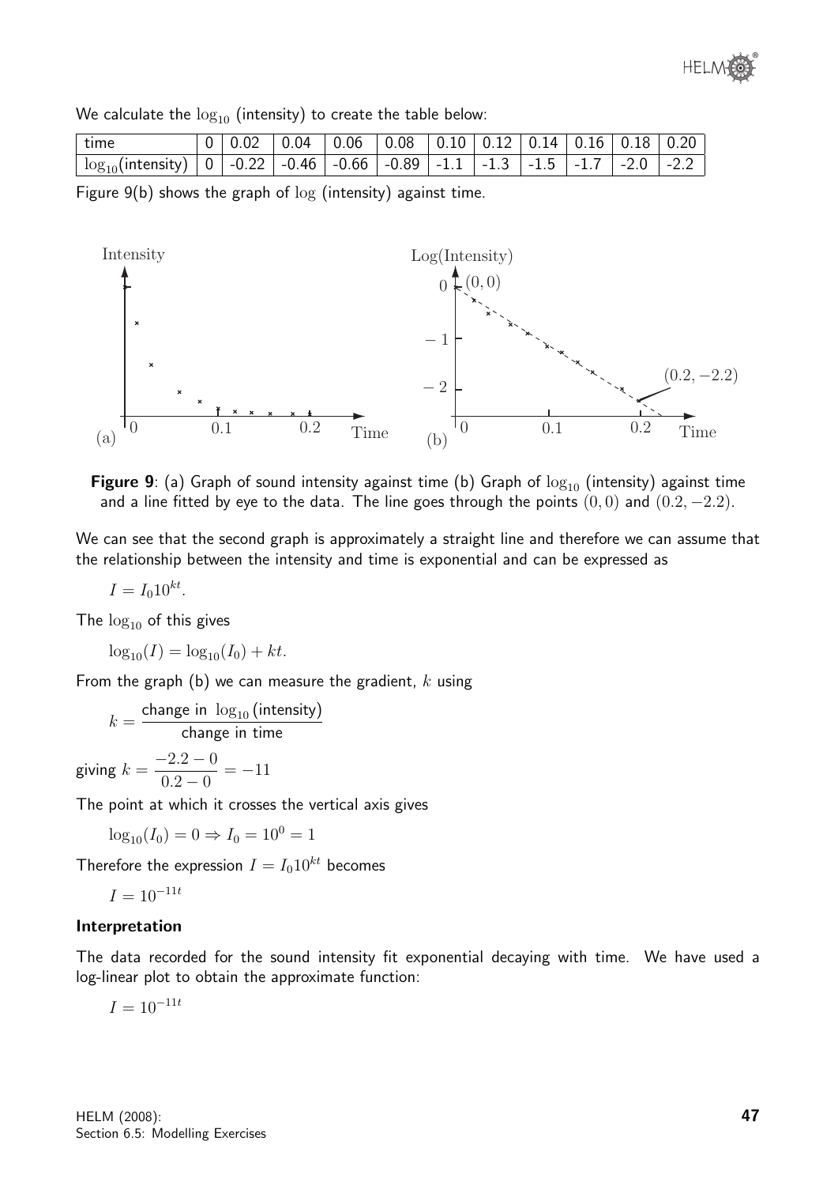We calculate the $\log_{10}$ (intensity) to create the table below:

| time | 0 | 0.02 | 0.04 | 0.06 | 0.08 | 0.10 | 0.12 | 0.14 | 0.16 | 0.18 | 0.20 |
|---|---|---|---|---|---|---|---|---|---|---|---|
| $\log_{10}$(intensity) | 0 | -0.22 | -0.46 | -0.66 | -0.89 | -1.1 | -1.3 | -1.5 | -1.7 | -2.0 | -2.2 |

Figure 9(b) shows the graph of log (intensity) against time.

Intensity

0
0.1
0.2
Time
(a)

Log(Intensity)

0
(0, 0)
− 1
− 2
(0.2, −2.2)
0
0.1
0.2
Time
(b)

**Figure 9**: (a) Graph of sound intensity against time (b) Graph of $\log_{10}$ (intensity) against time and a line fitted by eye to the data. The line goes through the points $(0, 0)$ and $(0.2, -2.2)$.

We can see that the second graph is approximately a straight line and therefore we can assume that the relationship between the intensity and time is exponential and can be expressed as

$$I = I_0 10^{kt}.$$

The $\log_{10}$ of this gives

$$\log_{10}(I) = \log_{10}(I_0) + kt.$$

From the graph (b) we can measure the gradient, $k$ using

$$k = \frac{\text{change in } \log_{10}(\text{intensity})}{\text{change in time}}$$

giving $k = \dfrac{-2.2 - 0}{0.2 - 0} = -11$

The point at which it crosses the vertical axis gives

$$\log_{10}(I_0) = 0 \Rightarrow I_0 = 10^0 = 1$$

Therefore the expression $I = I_0 10^{kt}$ becomes

$$I = 10^{-11t}$$

#### Interpretation

The data recorded for the sound intensity fit exponential decaying with time. We have used a log-linear plot to obtain the approximate function:

$$I = 10^{-11t}$$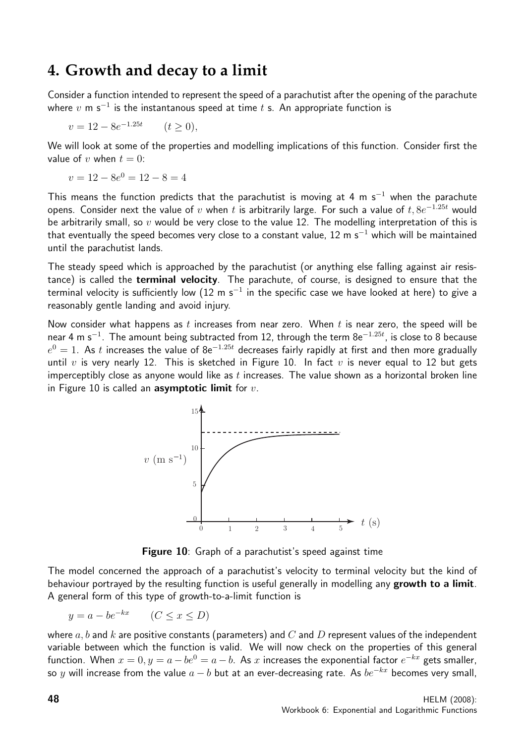# 4. Growth and decay to a limit

Consider a function intended to represent the speed of a parachutist after the opening of the parachute where $v$ m s$^{-1}$ is the instantanous speed at time $t$ s. An appropriate function is

$$v = 12 - 8e^{-1.25t} \qquad (t \geq 0),$$

We will look at some of the properties and modelling implications of this function. Consider first the value of $v$ when $t = 0$:

$$v = 12 - 8e^{0} = 12 - 8 = 4$$

This means the function predicts that the parachutist is moving at 4 m s$^{-1}$ when the parachute opens. Consider next the value of $v$ when $t$ is arbitrarily large. For such a value of $t, 8e^{-1.25t}$ would be arbitrarily small, so $v$ would be very close to the value 12. The modelling interpretation of this is that eventually the speed becomes very close to a constant value, 12 m s$^{-1}$ which will be maintained until the parachutist lands.

The steady speed which is approached by the parachutist (or anything else falling against air resistance) is called the **terminal velocity**. The parachute, of course, is designed to ensure that the terminal velocity is sufficiently low (12 m s$^{-1}$ in the specific case we have looked at here) to give a reasonably gentle landing and avoid injury.

Now consider what happens as $t$ increases from near zero. When $t$ is near zero, the speed will be near 4 m s$^{-1}$. The amount being subtracted from 12, through the term 8e$^{-1.25t}$, is close to 8 because $e^0 = 1$. As $t$ increases the value of 8e$^{-1.25t}$ decreases fairly rapidly at first and then more gradually until $v$ is very nearly 12. This is sketched in Figure 10. In fact $v$ is never equal to 12 but gets imperceptibly close as anyone would like as $t$ increases. The value shown as a horizontal broken line in Figure 10 is called an **asymptotic limit** for $v$.

$v$ (m s$^{-1}$)

15

10

5

0

0 1 2 3 4 5

$t$ (s)

**Figure 10**: Graph of a parachutist's speed against time

The model concerned the approach of a parachutist's velocity to terminal velocity but the kind of behaviour portrayed by the resulting function is useful generally in modelling any **growth to a limit**. A general form of this type of growth-to-a-limit function is

$$y = a - be^{-kx} \qquad (C \leq x \leq D)$$

where $a, b$ and $k$ are positive constants (parameters) and $C$ and $D$ represent values of the independent variable between which the function is valid. We will now check on the properties of this general function. When $x = 0, y = a - be^0 = a - b$. As $x$ increases the exponential factor $e^{-kx}$ gets smaller, so $y$ will increase from the value $a - b$ but at an ever-decreasing rate. As $be^{-kx}$ becomes very small,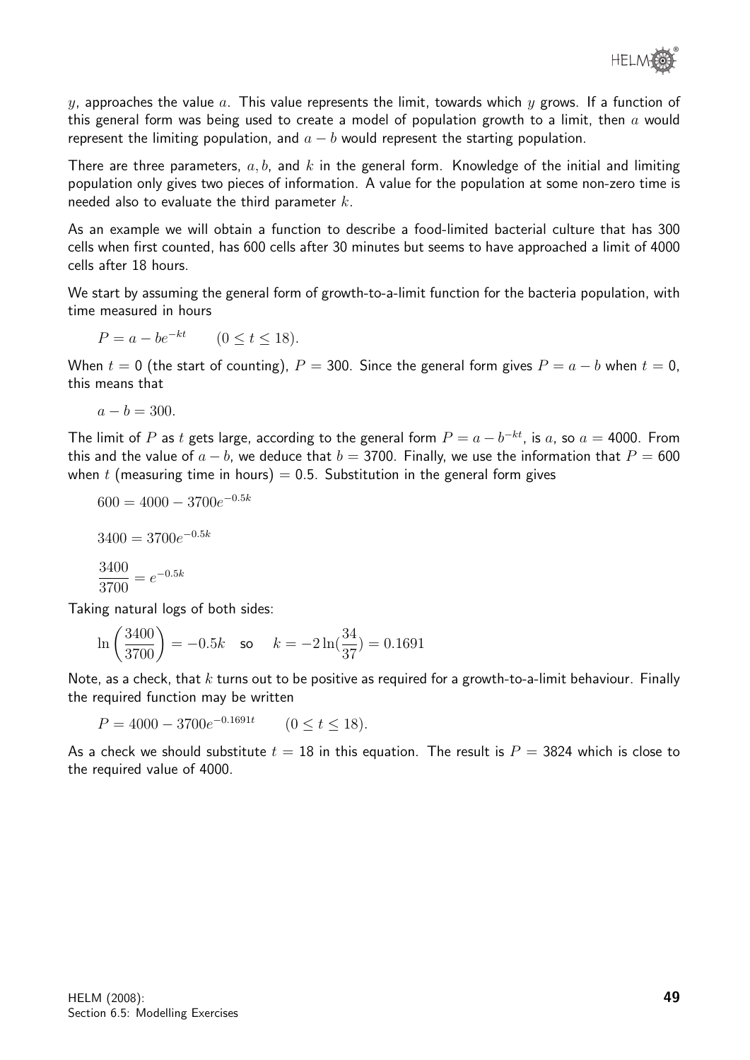$y$, approaches the value $a$. This value represents the limit, towards which $y$ grows. If a function of this general form was being used to create a model of population growth to a limit, then $a$ would represent the limiting population, and $a - b$ would represent the starting population.

There are three parameters, $a, b$, and $k$ in the general form. Knowledge of the initial and limiting population only gives two pieces of information. A value for the population at some non-zero time is needed also to evaluate the third parameter $k$.

As an example we will obtain a function to describe a food-limited bacterial culture that has 300 cells when first counted, has 600 cells after 30 minutes but seems to have approached a limit of 4000 cells after 18 hours.

We start by assuming the general form of growth-to-a-limit function for the bacteria population, with time measured in hours

$$P = a - be^{-kt} \qquad (0 \leq t \leq 18).$$

When $t = 0$ (the start of counting), $P = 300$. Since the general form gives $P = a - b$ when $t = 0$, this means that

$$a - b = 300.$$

The limit of $P$ as $t$ gets large, according to the general form $P = a - b^{-kt}$, is $a$, so $a = 4000$. From this and the value of $a - b$, we deduce that $b = 3700$. Finally, we use the information that $P = 600$ when $t$ (measuring time in hours) $= 0.5$. Substitution in the general form gives

$$600 = 4000 - 3700e^{-0.5k}$$

$$3400 = 3700e^{-0.5k}$$

$$\frac{3400}{3700} = e^{-0.5k}$$

Taking natural logs of both sides:

$$\ln\left(\frac{3400}{3700}\right) = -0.5k \quad \text{so} \quad k = -2\ln\left(\frac{34}{37}\right) = 0.1691$$

Note, as a check, that $k$ turns out to be positive as required for a growth-to-a-limit behaviour. Finally the required function may be written

$$P = 4000 - 3700e^{-0.1691t} \qquad (0 \leq t \leq 18).$$

As a check we should substitute $t = 18$ in this equation. The result is $P = 3824$ which is close to the required value of 4000.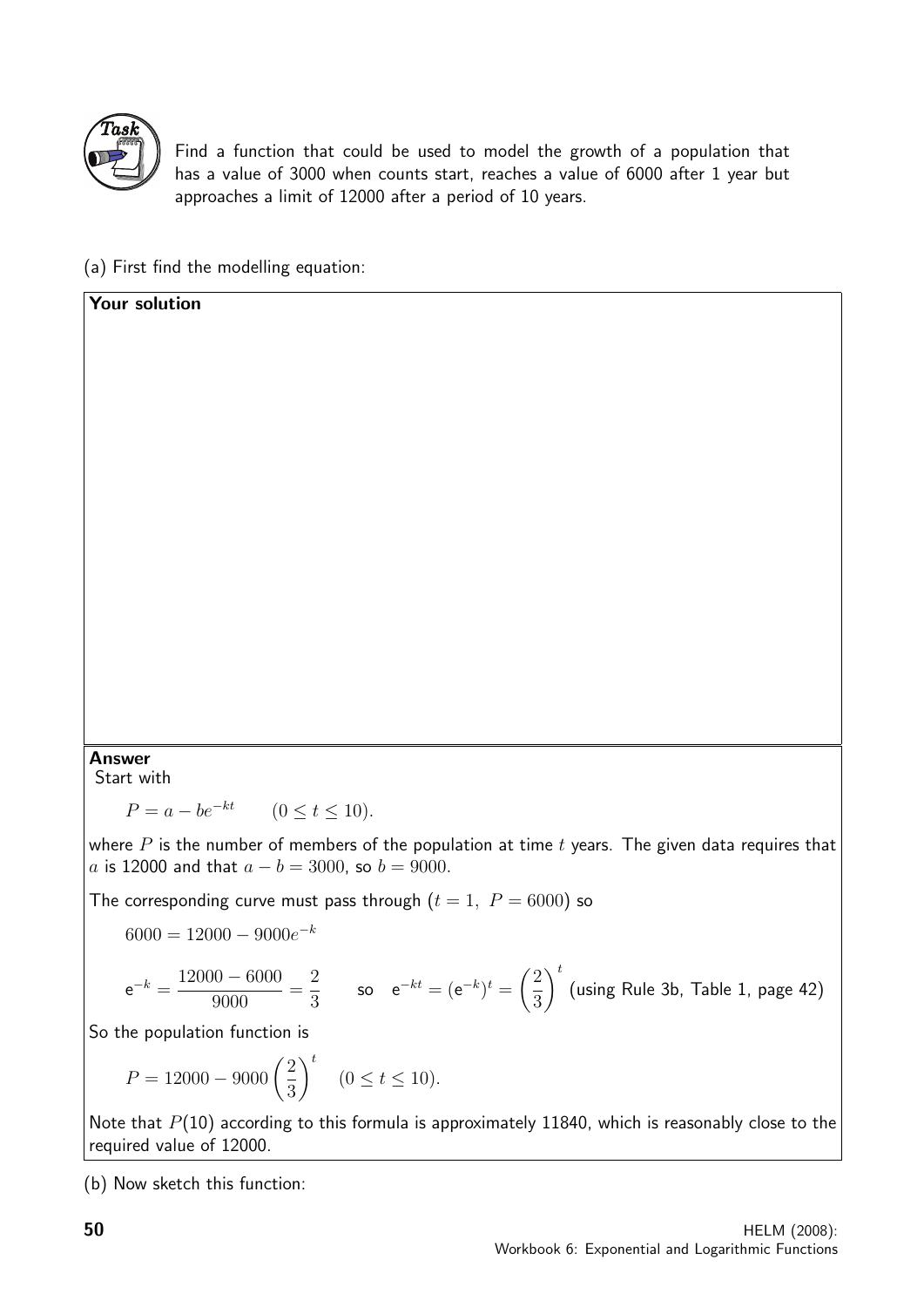**Task**

Find a function that could be used to model the growth of a population that has a value of 3000 when counts start, reaches a value of 6000 after 1 year but approaches a limit of 12000 after a period of 10 years.

(a) First find the modelling equation:

**Your solution**

**Answer**

Start with

$$P = a - be^{-kt} \qquad (0 \leq t \leq 10).$$

where $P$ is the number of members of the population at time $t$ years. The given data requires that $a$ is 12000 and that $a - b = 3000$, so $b = 9000$.

The corresponding curve must pass through $(t = 1,\ P = 6000)$ so

$$6000 = 12000 - 9000e^{-k}$$

$$\mathrm{e}^{-k} = \frac{12000 - 6000}{9000} = \frac{2}{3} \qquad \text{so} \quad \mathrm{e}^{-kt} = (\mathrm{e}^{-k})^t = \left(\frac{2}{3}\right)^t \text{ (using Rule 3b, Table 1, page 42)}$$

So the population function is

$$P = 12000 - 9000\left(\frac{2}{3}\right)^t \quad (0 \leq t \leq 10).$$

Note that $P(10)$ according to this formula is approximately 11840, which is reasonably close to the required value of 12000.

(b) Now sketch this function: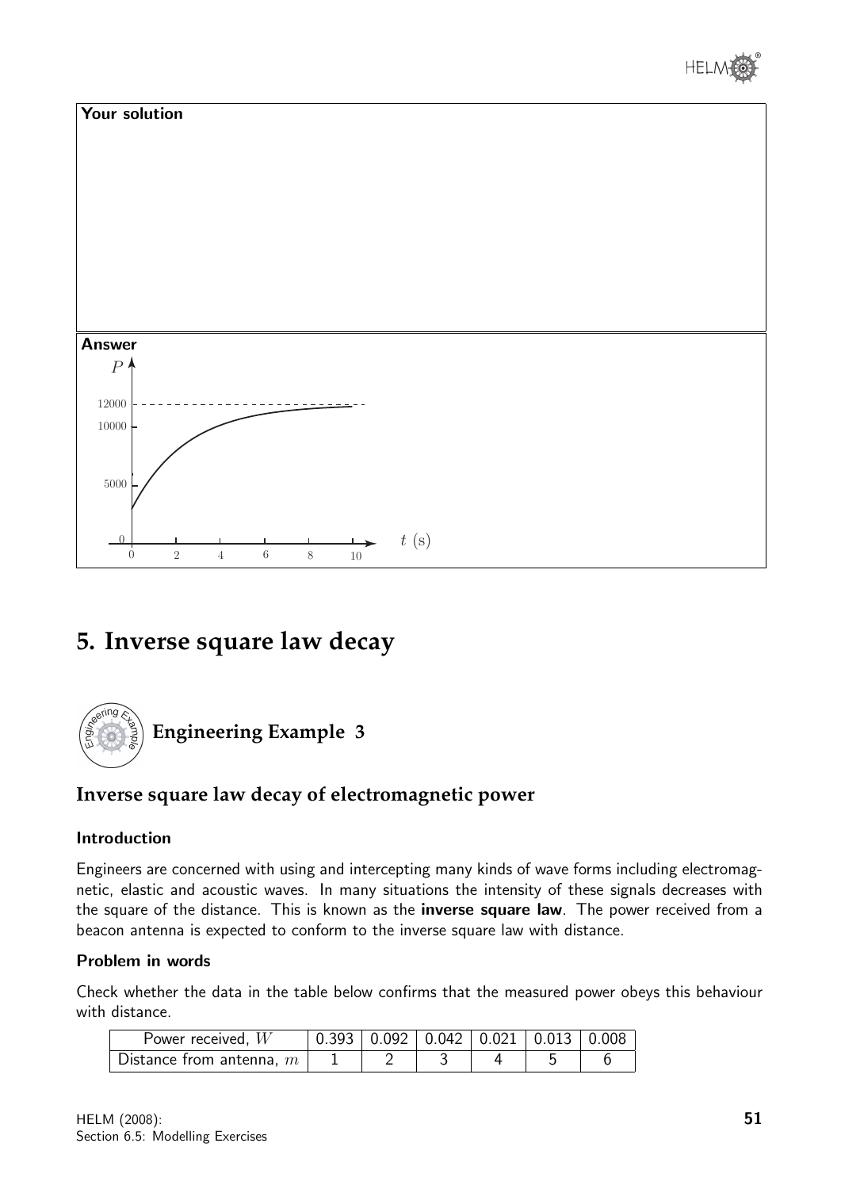**Your solution**

**Answer**

$P$

12000

10000

5000

0

0 2 4 6 8 10

$t$ (s)

# 5. Inverse square law decay

## Engineering Example 3

### Inverse square law decay of electromagnetic power

#### Introduction

Engineers are concerned with using and intercepting many kinds of wave forms including electromagnetic, elastic and acoustic waves. In many situations the intensity of these signals decreases with the square of the distance. This is known as the **inverse square law**. The power received from a beacon antenna is expected to conform to the inverse square law with distance.

#### Problem in words

Check whether the data in the table below confirms that the measured power obeys this behaviour with distance.

| | | | | | | |
|---|---|---|---|---|---|---|
| Power received, $W$ | 0.393 | 0.092 | 0.042 | 0.021 | 0.013 | 0.008 |
| Distance from antenna, $m$ | 1 | 2 | 3 | 4 | 5 | 6 |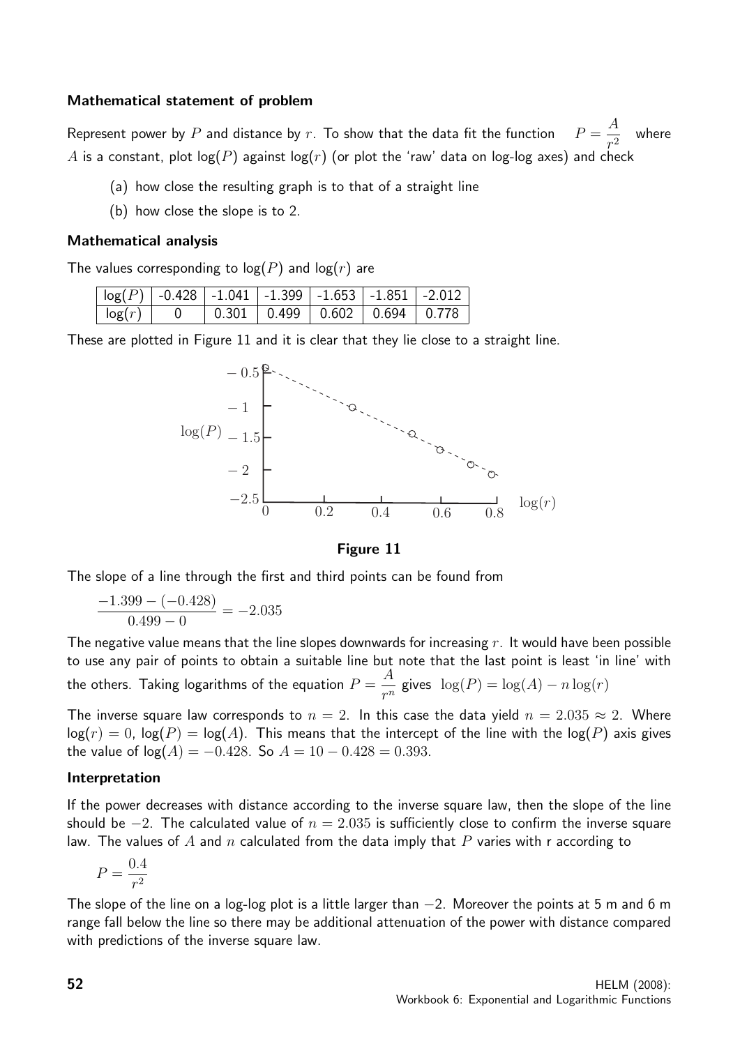**Mathematical statement of problem**

Represent power by $P$ and distance by $r$. To show that the data fit the function $P = \dfrac{A}{r^2}$ where $A$ is a constant, plot $\log(P)$ against $\log(r)$ (or plot the 'raw' data on log-log axes) and check

(a) how close the resulting graph is to that of a straight line

(b) how close the slope is to 2.

**Mathematical analysis**

The values corresponding to $\log(P)$ and $\log(r)$ are

| | | | | | | |
|---|---|---|---|---|---|---|
| $\log(P)$ | -0.428 | -1.041 | -1.399 | -1.653 | -1.851 | -2.012 |
| $\log(r)$ | 0 | 0.301 | 0.499 | 0.602 | 0.694 | 0.778 |

These are plotted in Figure 11 and it is clear that they lie close to a straight line.

$-0.5$
$-1$
$\log(P)$ $-1.5$
$-2$
$-2.5$
0 0.2 0.4 0.6 0.8 $\log(r)$

**Figure 11**

The slope of a line through the first and third points can be found from

$$\frac{-1.399 - (-0.428)}{0.499 - 0} = -2.035$$

The negative value means that the line slopes downwards for increasing $r$. It would have been possible to use any pair of points to obtain a suitable line but note that the last point is least 'in line' with the others. Taking logarithms of the equation $P = \dfrac{A}{r^n}$ gives $\log(P) = \log(A) - n\log(r)$

The inverse square law corresponds to $n = 2$. In this case the data yield $n = 2.035 \approx 2$. Where $\log(r) = 0$, $\log(P) = \log(A)$. This means that the intercept of the line with the $\log(P)$ axis gives the value of $\log(A) = -0.428$. So $A = 10 - 0.428 = 0.393$.

**Interpretation**

If the power decreases with distance according to the inverse square law, then the slope of the line should be $-2$. The calculated value of $n = 2.035$ is sufficiently close to confirm the inverse square law. The values of $A$ and $n$ calculated from the data imply that $P$ varies with r according to

$$P = \frac{0.4}{r^2}$$

The slope of the line on a log-log plot is a little larger than $-2$. Moreover the points at 5 m and 6 m range fall below the line so there may be additional attenuation of the power with distance compared with predictions of the inverse square law.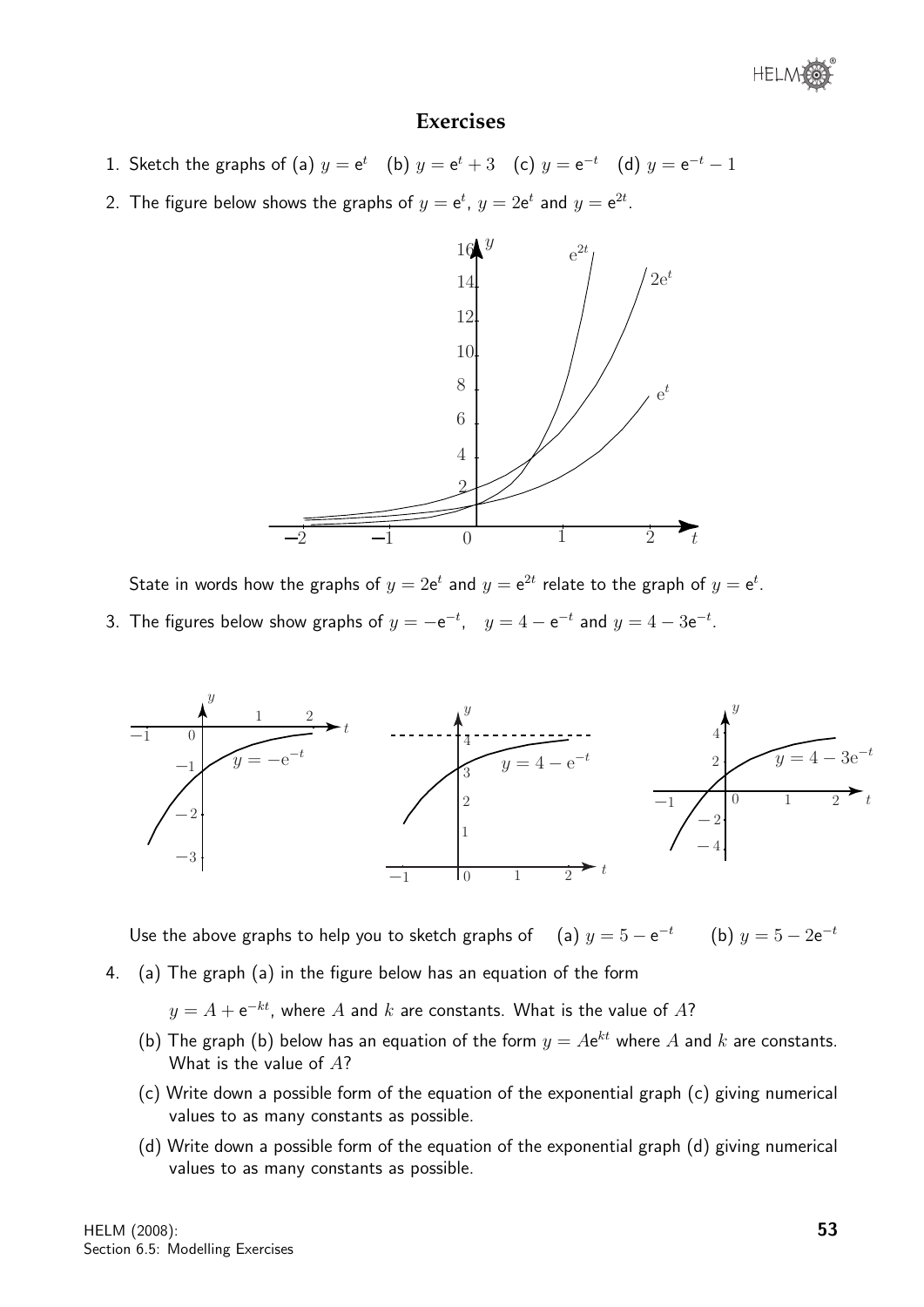## Exercises

1. Sketch the graphs of (a) $y = e^t$ (b) $y = e^t + 3$ (c) $y = e^{-t}$ (d) $y = e^{-t} - 1$

2. The figure below shows the graphs of $y = e^t$, $y = 2e^t$ and $y = e^{2t}$.

16 $y$
14
12
10
8
6
4
2
$-2$ $-1$ 0 1 2 $t$
$e^{2t}$
$2e^t$
$e^t$

State in words how the graphs of $y = 2e^t$ and $y = e^{2t}$ relate to the graph of $y = e^t$.

3. The figures below show graphs of $y = -e^{-t}$, $y = 4 - e^{-t}$ and $y = 4 - 3e^{-t}$.

$y$
$-1$ 0 1 2 $t$
$-1$
$-2$
$-3$
$y = -e^{-t}$

$y$
4
3
2
1
$-1$ 0 1 2 $t$
$y = 4 - e^{-t}$

$y$
4
2
$-1$ 0 1 2 $t$
$-2$
$-4$
$y = 4 - 3e^{-t}$

Use the above graphs to help you to sketch graphs of (a) $y = 5 - e^{-t}$ (b) $y = 5 - 2e^{-t}$

4. (a) The graph (a) in the figure below has an equation of the form

   $y = A + e^{-kt}$, where $A$ and $k$ are constants. What is the value of $A$?

   (b) The graph (b) below has an equation of the form $y = Ae^{kt}$ where $A$ and $k$ are constants. What is the value of $A$?

   (c) Write down a possible form of the equation of the exponential graph (c) giving numerical values to as many constants as possible.

   (d) Write down a possible form of the equation of the exponential graph (d) giving numerical values to as many constants as possible.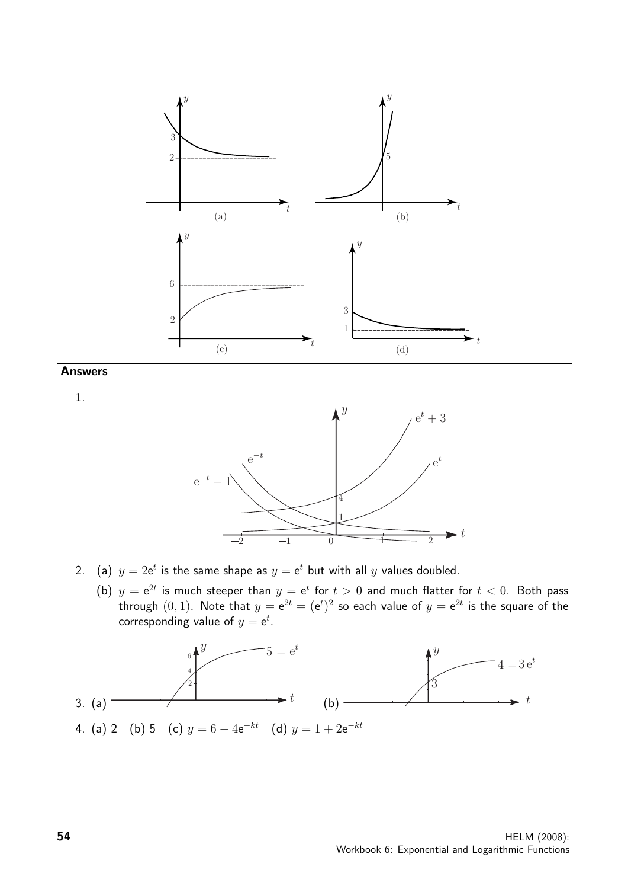y

3

2

t

(a)

y

5

t

(b)

y

6

2

t

(c)

y

3

1

t

(d)

**Answers**

1.

y

$\mathrm{e}^t + 3$

$\mathrm{e}^{-t}$

$\mathrm{e}^t$

$\mathrm{e}^{-t} - 1$

4

1

−2 −1 0 1 2

t

2. (a) $y = 2\mathrm{e}^t$ is the same shape as $y = \mathrm{e}^t$ but with all $y$ values doubled.

   (b) $y = \mathrm{e}^{2t}$ is much steeper than $y = \mathrm{e}^t$ for $t > 0$ and much flatter for $t < 0$. Both pass through $(0, 1)$. Note that $y = \mathrm{e}^{2t} = (\mathrm{e}^t)^2$ so each value of $y = \mathrm{e}^{2t}$ is the square of the corresponding value of $y = \mathrm{e}^t$.

3. (a)

y

6

4

2

$5 - \mathrm{e}^t$

t

(b)

y

$4 - 3\,\mathrm{e}^t$

3

t

4. (a) 2 (b) 5 (c) $y = 6 - 4\mathrm{e}^{-kt}$ (d) $y = 1 + 2\mathrm{e}^{-kt}$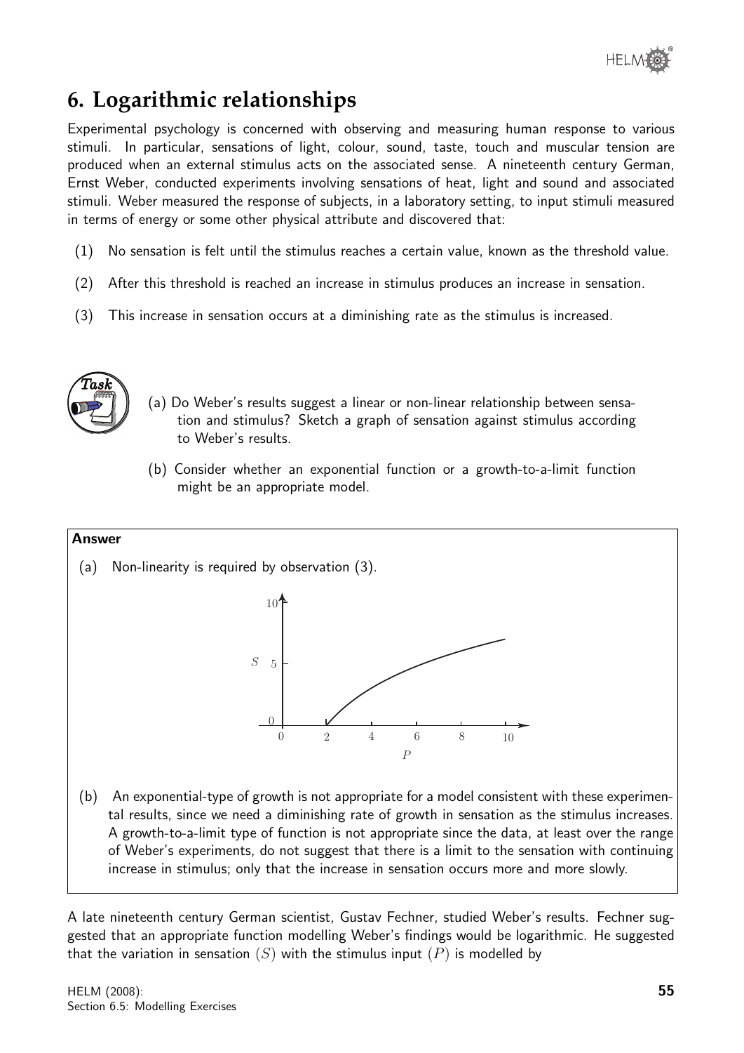# 6. Logarithmic relationships

Experimental psychology is concerned with observing and measuring human response to various stimuli. In particular, sensations of light, colour, sound, taste, touch and muscular tension are produced when an external stimulus acts on the associated sense. A nineteenth century German, Ernst Weber, conducted experiments involving sensations of heat, light and sound and associated stimuli. Weber measured the response of subjects, in a laboratory setting, to input stimuli measured in terms of energy or some other physical attribute and discovered that:

(1) No sensation is felt until the stimulus reaches a certain value, known as the threshold value.

(2) After this threshold is reached an increase in stimulus produces an increase in sensation.

(3) This increase in sensation occurs at a diminishing rate as the stimulus is increased.

**Task**

(a) Do Weber's results suggest a linear or non-linear relationship between sensation and stimulus? Sketch a graph of sensation against stimulus according to Weber's results.

(b) Consider whether an exponential function or a growth-to-a-limit function might be an appropriate model.

**Answer**

(a) Non-linearity is required by observation (3).

10
$S$ 5
0
0 2 4 6 8 10
$P$

(b) An exponential-type of growth is not appropriate for a model consistent with these experimental results, since we need a diminishing rate of growth in sensation as the stimulus increases. A growth-to-a-limit type of function is not appropriate since the data, at least over the range of Weber's experiments, do not suggest that there is a limit to the sensation with continuing increase in stimulus; only that the increase in sensation occurs more and more slowly.

A late nineteenth century German scientist, Gustav Fechner, studied Weber's results. Fechner suggested that an appropriate function modelling Weber's findings would be logarithmic. He suggested that the variation in sensation ($S$) with the stimulus input ($P$) is modelled by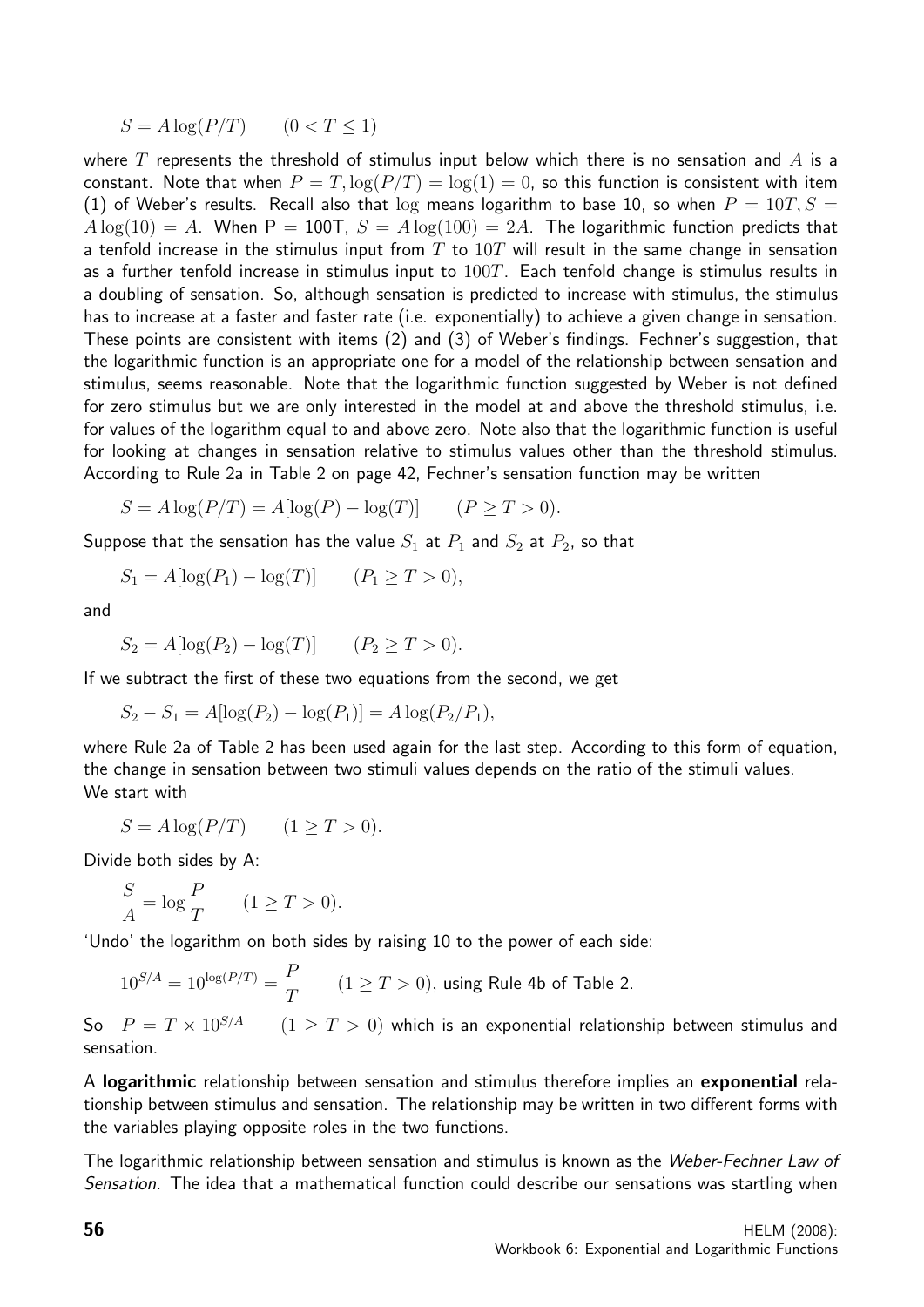$$S = A\log(P/T) \qquad (0 < T \leq 1)$$

where $T$ represents the threshold of stimulus input below which there is no sensation and $A$ is a constant. Note that when $P = T, \log(P/T) = \log(1) = 0$, so this function is consistent with item (1) of Weber's results. Recall also that $\log$ means logarithm to base 10, so when $P = 10T, S = A\log(10) = A$. When P = 100T, $S = A\log(100) = 2A$. The logarithmic function predicts that a tenfold increase in the stimulus input from $T$ to $10T$ will result in the same change in sensation as a further tenfold increase in stimulus input to $100T$. Each tenfold change is stimulus results in a doubling of sensation. So, although sensation is predicted to increase with stimulus, the stimulus has to increase at a faster and faster rate (i.e. exponentially) to achieve a given change in sensation. These points are consistent with items (2) and (3) of Weber's findings. Fechner's suggestion, that the logarithmic function is an appropriate one for a model of the relationship between sensation and stimulus, seems reasonable. Note that the logarithmic function suggested by Weber is not defined for zero stimulus but we are only interested in the model at and above the threshold stimulus, i.e. for values of the logarithm equal to and above zero. Note also that the logarithmic function is useful for looking at changes in sensation relative to stimulus values other than the threshold stimulus. According to Rule 2a in Table 2 on page 42, Fechner's sensation function may be written

$$S = A\log(P/T) = A[\log(P) - \log(T)] \qquad (P \geq T > 0).$$

Suppose that the sensation has the value $S_1$ at $P_1$ and $S_2$ at $P_2$, so that

$$S_1 = A[\log(P_1) - \log(T)] \qquad (P_1 \geq T > 0),$$

and

$$S_2 = A[\log(P_2) - \log(T)] \qquad (P_2 \geq T > 0).$$

If we subtract the first of these two equations from the second, we get

$$S_2 - S_1 = A[\log(P_2) - \log(P_1)] = A\log(P_2/P_1),$$

where Rule 2a of Table 2 has been used again for the last step. According to this form of equation, the change in sensation between two stimuli values depends on the ratio of the stimuli values.
We start with

$$S = A\log(P/T) \qquad (1 \geq T > 0).$$

Divide both sides by A:

$$\frac{S}{A} = \log\frac{P}{T} \qquad (1 \geq T > 0).$$

'Undo' the logarithm on both sides by raising 10 to the power of each side:

$$10^{S/A} = 10^{\log(P/T)} = \frac{P}{T} \qquad (1 \geq T > 0), \text{ using Rule 4b of Table 2.}$$

So $P = T \times 10^{S/A} \qquad (1 \geq T > 0)$ which is an exponential relationship between stimulus and sensation.

A **logarithmic** relationship between sensation and stimulus therefore implies an **exponential** relationship between stimulus and sensation. The relationship may be written in two different forms with the variables playing opposite roles in the two functions.

The logarithmic relationship between sensation and stimulus is known as the *Weber-Fechner Law of Sensation*. The idea that a mathematical function could describe our sensations was startling when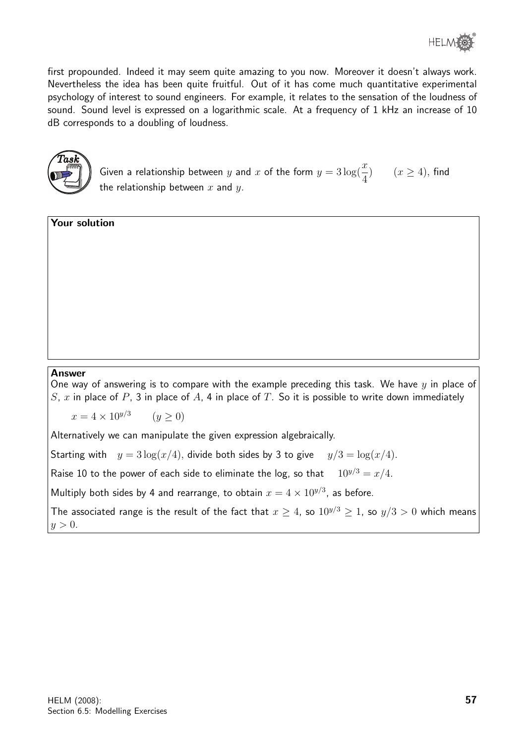first propounded. Indeed it may seem quite amazing to you now. Moreover it doesn't always work. Nevertheless the idea has been quite fruitful. Out of it has come much quantitative experimental psychology of interest to sound engineers. For example, it relates to the sensation of the loudness of sound. Sound level is expressed on a logarithmic scale. At a frequency of 1 kHz an increase of 10 dB corresponds to a doubling of loudness.

**Task**

Given a relationship between $y$ and $x$ of the form $y = 3\log(\frac{x}{4}) \qquad (x \geq 4)$, find the relationship between $x$ and $y$.

**Your solution**

**Answer**

One way of answering is to compare with the example preceding this task. We have $y$ in place of $S$, $x$ in place of $P$, 3 in place of $A$, 4 in place of $T$. So it is possible to write down immediately

$$x = 4 \times 10^{y/3} \qquad (y \geq 0)$$

Alternatively we can manipulate the given expression algebraically.

Starting with $y = 3\log(x/4)$, divide both sides by 3 to give $y/3 = \log(x/4)$.

Raise 10 to the power of each side to eliminate the log, so that $10^{y/3} = x/4$.

Multiply both sides by 4 and rearrange, to obtain $x = 4 \times 10^{y/3}$, as before.

The associated range is the result of the fact that $x \geq 4$, so $10^{y/3} \geq 1$, so $y/3 > 0$ which means $y > 0$.